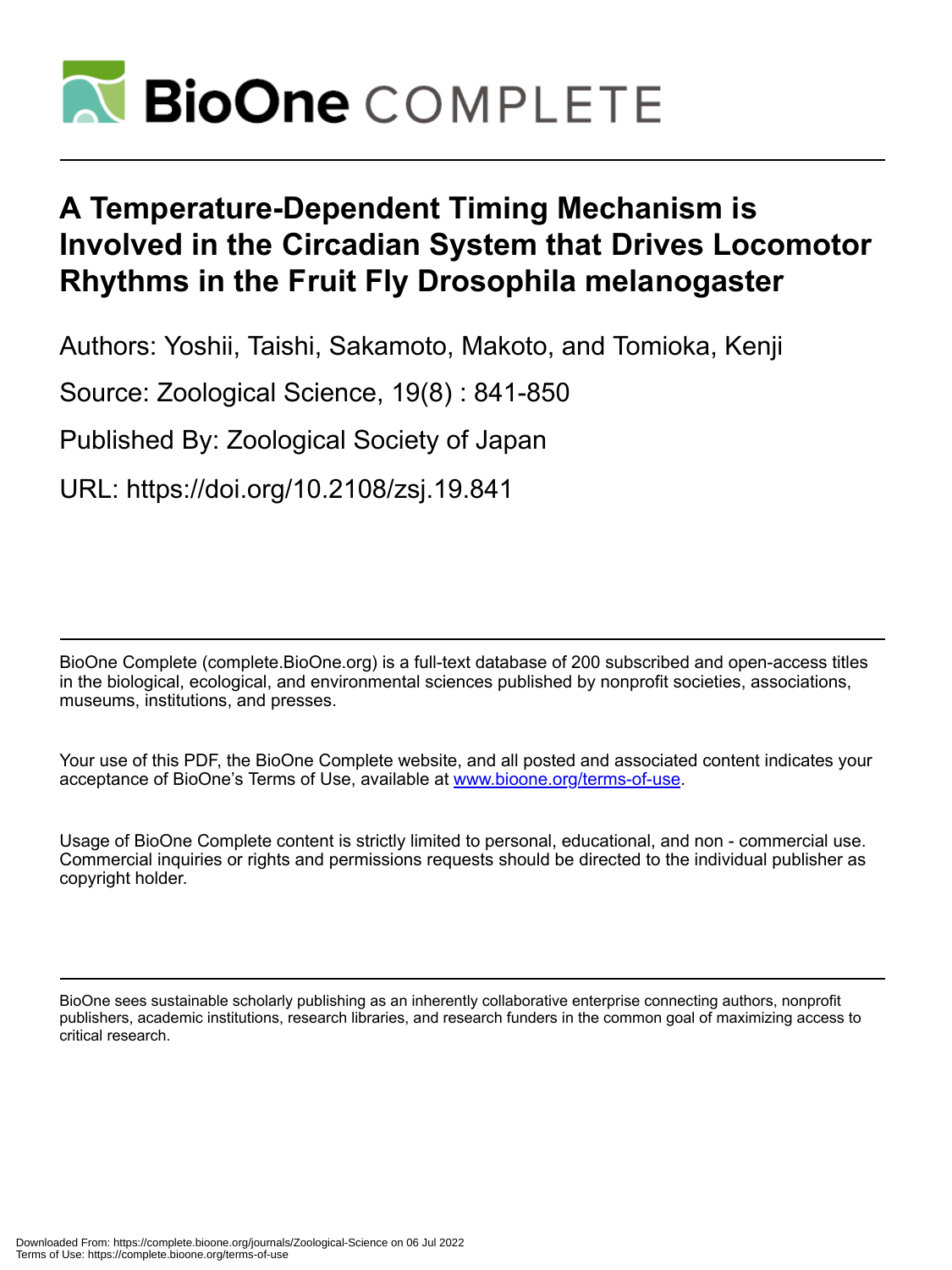# BioOne COMPLETE

# A Temperature-Dependent Timing Mechanism is Involved in the Circadian System that Drives Locomotor Rhythms in the Fruit Fly Drosophila melanogaster

Authors: Yoshii, Taishi, Sakamoto, Makoto, and Tomioka, Kenji

Source: Zoological Science, 19(8) : 841-850

Published By: Zoological Society of Japan

URL: https://doi.org/10.2108/zsj.19.841

BioOne Complete (complete.BioOne.org) is a full-text database of 200 subscribed and open-access titles in the biological, ecological, and environmental sciences published by nonprofit societies, associations, museums, institutions, and presses.

Your use of this PDF, the BioOne Complete website, and all posted and associated content indicates your acceptance of BioOne's Terms of Use, available at www.bioone.org/terms-of-use.

Usage of BioOne Complete content is strictly limited to personal, educational, and non - commercial use. Commercial inquiries or rights and permissions requests should be directed to the individual publisher as copyright holder.

BioOne sees sustainable scholarly publishing as an inherently collaborative enterprise connecting authors, nonprofit publishers, academic institutions, research libraries, and research funders in the common goal of maximizing access to critical research.

Downloaded From: https://complete.bioone.org/journals/Zoological-Science on 06 Jul 2022
Terms of Use: https://complete.bioone.org/terms-of-use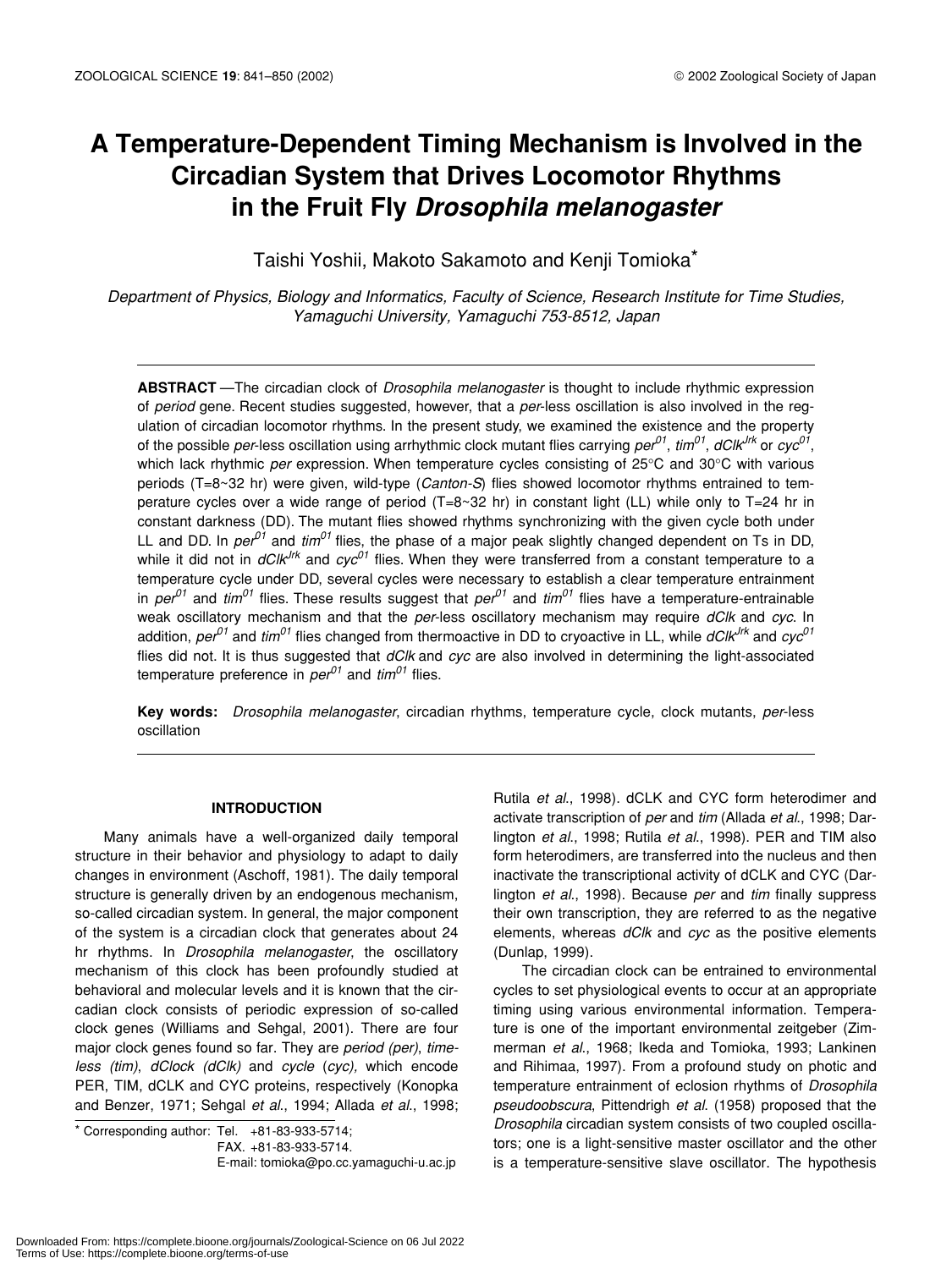# A Temperature-Dependent Timing Mechanism is Involved in the Circadian System that Drives Locomotor Rhythms in the Fruit Fly *Drosophila melanogaster*

Taishi Yoshii, Makoto Sakamoto and Kenji Tomioka*

*Department of Physics, Biology and Informatics, Faculty of Science, Research Institute for Time Studies, Yamaguchi University, Yamaguchi 753-8512, Japan*

**ABSTRACT** —The circadian clock of *Drosophila melanogaster* is thought to include rhythmic expression of *period* gene. Recent studies suggested, however, that a *per*-less oscillation is also involved in the regulation of circadian locomotor rhythms. In the present study, we examined the existence and the property of the possible *per*-less oscillation using arrhythmic clock mutant flies carrying $per^{01}$, $tim^{01}$, $dClk^{Jrk}$ or $cyc^{01}$, which lack rhythmic *per* expression. When temperature cycles consisting of 25°C and 30°C with various periods (T=8~32 hr) were given, wild-type (*Canton-S*) flies showed locomotor rhythms entrained to temperature cycles over a wide range of period (T=8~32 hr) in constant light (LL) while only to T=24 hr in constant darkness (DD). The mutant flies showed rhythms synchronizing with the given cycle both under LL and DD. In $per^{01}$ and $tim^{01}$ flies, the phase of a major peak slightly changed dependent on Ts in DD, while it did not in $dClk^{Jrk}$ and $cyc^{01}$ flies. When they were transferred from a constant temperature to a temperature cycle under DD, several cycles were necessary to establish a clear temperature entrainment in $per^{01}$ and $tim^{01}$ flies. These results suggest that $per^{01}$ and $tim^{01}$ flies have a temperature-entrainable weak oscillatory mechanism and that the *per*-less oscillatory mechanism may require *dClk* and *cyc*. In addition, $per^{01}$ and $tim^{01}$ flies changed from thermoactive in DD to cryoactive in LL, while $dClk^{Jrk}$ and $cyc^{01}$ flies did not. It is thus suggested that *dClk* and *cyc* are also involved in determining the light-associated temperature preference in $per^{01}$ and $tim^{01}$ flies.

**Key words:** *Drosophila melanogaster*, circadian rhythms, temperature cycle, clock mutants, *per*-less oscillation

## INTRODUCTION

Many animals have a well-organized daily temporal structure in their behavior and physiology to adapt to daily changes in environment (Aschoff, 1981). The daily temporal structure is generally driven by an endogenous mechanism, so-called circadian system. In general, the major component of the system is a circadian clock that generates about 24 hr rhythms. In *Drosophila melanogaster*, the oscillatory mechanism of this clock has been profoundly studied at behavioral and molecular levels and it is known that the circadian clock consists of periodic expression of so-called clock genes (Williams and Sehgal, 2001). There are four major clock genes found so far. They are *period (per)*, *timeless (tim)*, *dClock (dClk)* and *cycle* (*cyc*), which encode PER, TIM, dCLK and CYC proteins, respectively (Konopka and Benzer, 1971; Sehgal *et al*., 1994; Allada *et al*., 1998; Rutila *et al*., 1998). dCLK and CYC form heterodimer and activate transcription of *per* and *tim* (Allada *et al*., 1998; Darlington *et al*., 1998; Rutila *et al*., 1998). PER and TIM also form heterodimers, are transferred into the nucleus and then inactivate the transcriptional activity of dCLK and CYC (Darlington *et al*., 1998). Because *per* and *tim* finally suppress their own transcription, they are referred to as the negative elements, whereas *dClk* and *cyc* as the positive elements (Dunlap, 1999).

The circadian clock can be entrained to environmental cycles to set physiological events to occur at an appropriate timing using various environmental information. Temperature is one of the important environmental zeitgeber (Zimmerman *et al*., 1968; Ikeda and Tomioka, 1993; Lankinen and Rihimaa, 1997). From a profound study on photic and temperature entrainment of eclosion rhythms of *Drosophila pseudoobscura*, Pittendrigh *et al*. (1958) proposed that the *Drosophila* circadian system consists of two coupled oscillators; one is a light-sensitive master oscillator and the other is a temperature-sensitive slave oscillator. The hypothesis

* Corresponding author: Tel. +81-83-933-5714;
FAX. +81-83-933-5714.
E-mail: tomioka@po.cc.yamaguchi-u.ac.jp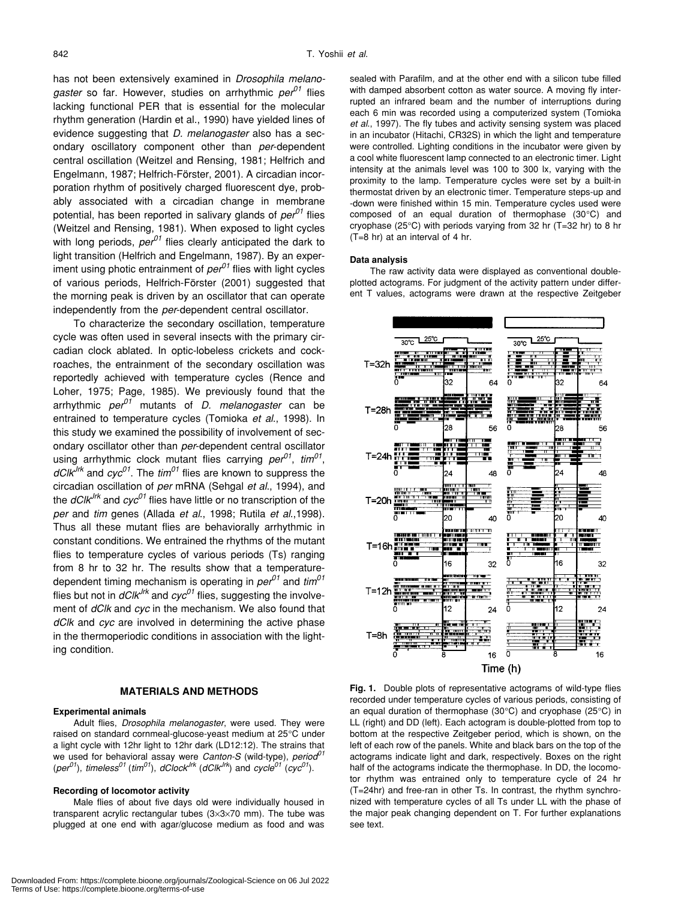has not been extensively examined in *Drosophila melanogaster* so far. However, studies on arrhythmic $per^{01}$ flies lacking functional PER that is essential for the molecular rhythm generation (Hardin et al., 1990) have yielded lines of evidence suggesting that *D. melanogaster* also has a secondary oscillatory component other than *per*-dependent central oscillation (Weitzel and Rensing, 1981; Helfrich and Engelmann, 1987; Helfrich-Förster, 2001). A circadian incorporation rhythm of positively charged fluorescent dye, probably associated with a circadian change in membrane potential, has been reported in salivary glands of $per^{01}$ flies (Weitzel and Rensing, 1981). When exposed to light cycles with long periods, $per^{01}$ flies clearly anticipated the dark to light transition (Helfrich and Engelmann, 1987). By an experiment using photic entrainment of $per^{01}$ flies with light cycles of various periods, Helfrich-Förster (2001) suggested that the morning peak is driven by an oscillator that can operate independently from the *per*-dependent central oscillator.

To characterize the secondary oscillation, temperature cycle was often used in several insects with the primary circadian clock ablated. In optic-lobeless crickets and cockroaches, the entrainment of the secondary oscillation was reportedly achieved with temperature cycles (Rence and Loher, 1975; Page, 1985). We previously found that the arrhythmic $per^{01}$ mutants of *D. melanogaster* can be entrained to temperature cycles (Tomioka *et al.*, 1998). In this study we examined the possibility of involvement of secondary oscillator other than *per*-dependent central oscillator using arrhythmic clock mutant flies carrying $per^{01}$, $tim^{01}$, $dClk^{Jrk}$ and $cyc^{01}$. The $tim^{01}$ flies are known to suppress the circadian oscillation of *per* mRNA (Sehgal *et al.*, 1994), and the $dClk^{Jrk}$ and $cyc^{01}$ flies have little or no transcription of the *per* and *tim* genes (Allada *et al.*, 1998; Rutila *et al.*,1998). Thus all these mutant flies are behaviorally arrhythmic in constant conditions. We entrained the rhythms of the mutant flies to temperature cycles of various periods (Ts) ranging from 8 hr to 32 hr. The results show that a temperature-dependent timing mechanism is operating in $per^{01}$ and $tim^{01}$ flies but not in $dClk^{Jrk}$ and $cyc^{01}$ flies, suggesting the involvement of *dClk* and *cyc* in the mechanism. We also found that *dClk* and *cyc* are involved in determining the active phase in the thermoperiodic conditions in association with the lighting condition.

## MATERIALS AND METHODS

### Experimental animals

Adult flies, *Drosophila melanogaster*, were used. They were raised on standard cornmeal-glucose-yeast medium at 25°C under a light cycle with 12hr light to 12hr dark (LD12:12). The strains that we used for behavioral assay were *Canton-S* (wild-type), *period*$^{01}$ ($per^{01}$), *timeless*$^{01}$ ($tim^{01}$), *dClock*$^{Jrk}$ ($dClk^{Jrk}$) and *cycle*$^{01}$ ($cyc^{01}$).

### Recording of locomotor activity

Male flies of about five days old were individually housed in transparent acrylic rectangular tubes (3×3×70 mm). The tube was plugged at one end with agar/glucose medium as food and was sealed with Parafilm, and at the other end with a silicon tube filled with damped absorbent cotton as water source. A moving fly interrupted an infrared beam and the number of interruptions during each 6 min was recorded using a computerized system (Tomioka *et al.*, 1997). The fly tubes and activity sensing system was placed in an incubator (Hitachi, CR32S) in which the light and temperature were controlled. Lighting conditions in the incubator were given by a cool white fluorescent lamp connected to an electronic timer. Light intensity at the animals level was 100 to 300 lx, varying with the proximity to the lamp. Temperature cycles were set by a built-in thermostat driven by an electronic timer. Temperature steps-up and -down were finished within 15 min. Temperature cycles used were composed of an equal duration of thermophase (30°C) and cryophase (25°C) with periods varying from 32 hr (T=32 hr) to 8 hr (T=8 hr) at an interval of 4 hr.

### Data analysis

The raw activity data were displayed as conventional double-plotted actograms. For judgment of the activity pattern under different T values, actograms were drawn at the respective Zeitgeber

**Fig. 1.** Double plots of representative actograms of wild-type flies recorded under temperature cycles of various periods, consisting of an equal duration of thermophase (30°C) and cryophase (25°C) in LL (right) and DD (left). Each actogram is double-plotted from top to bottom at the respective Zeitgeber period, which is shown, on the left of each row of the panels. White and black bars on the top of the actograms indicate light and dark, respectively. Boxes on the right half of the actograms indicate the thermophase. In DD, the locomotor rhythm was entrained only to temperature cycle of 24 hr (T=24hr) and free-ran in other Ts. In contrast, the rhythm synchronized with temperature cycles of all Ts under LL with the phase of the major peak changing dependent on T. For further explanations see text.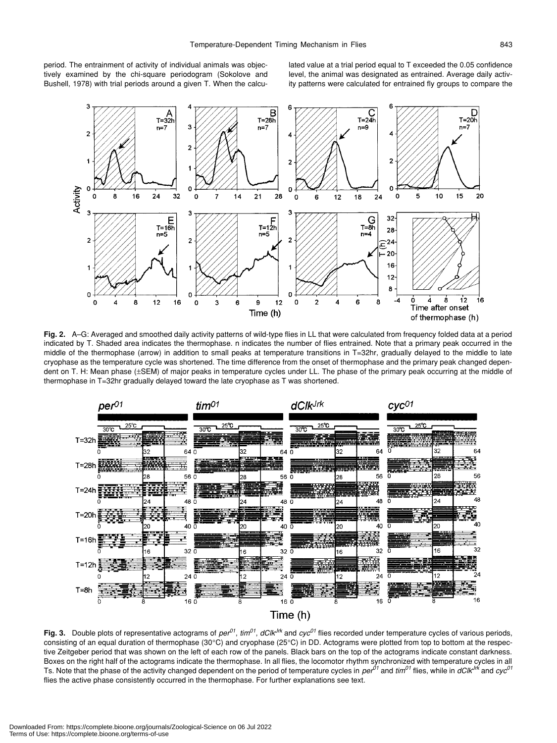period. The entrainment of activity of individual animals was objectively examined by the chi-square periodogram (Sokolove and Bushell, 1978) with trial periods around a given T. When the calculated value at a trial period equal to T exceeded the 0.05 confidence level, the animal was designated as entrained. Average daily activity patterns were calculated for entrained fly groups to compare the

**Fig. 2.** A–G: Averaged and smoothed daily activity patterns of wild-type flies in LL that were calculated from frequency folded data at a period indicated by T. Shaded area indicates the thermophase. n indicates the number of flies entrained. Note that a primary peak occurred in the middle of the thermophase (arrow) in addition to small peaks at temperature transitions in T=32hr, gradually delayed to the middle to late cryophase as the temperature cycle was shortened. The time difference from the onset of thermophase and the primary peak changed dependent on T. H: Mean phase (±SEM) of major peaks in temperature cycles under LL. The phase of the primary peak occurring at the middle of thermophase in T=32hr gradually delayed toward the late cryophase as T was shortened.

**Fig. 3.** Double plots of representative actograms of *per*[01], *tim*[01], *dClk*[Jrk] and *cyc*[01] flies recorded under temperature cycles of various periods, consisting of an equal duration of thermophase (30°C) and cryophase (25°C) in DD. Actograms were plotted from top to bottom at the respective Zeitgeber period that was shown on the left of each row of the panels. Black bars on the top of the actograms indicate constant darkness. Boxes on the right half of the actograms indicate the thermophase. In all flies, the locomotor rhythm synchronized with temperature cycles in all Ts. Note that the phase of the activity changed dependent on the period of temperature cycles in *per*[01] and *tim*[01] flies, while in *dClk*[Jrk] and *cyc*[01] flies the active phase consistently occurred in the thermophase. For further explanations see text.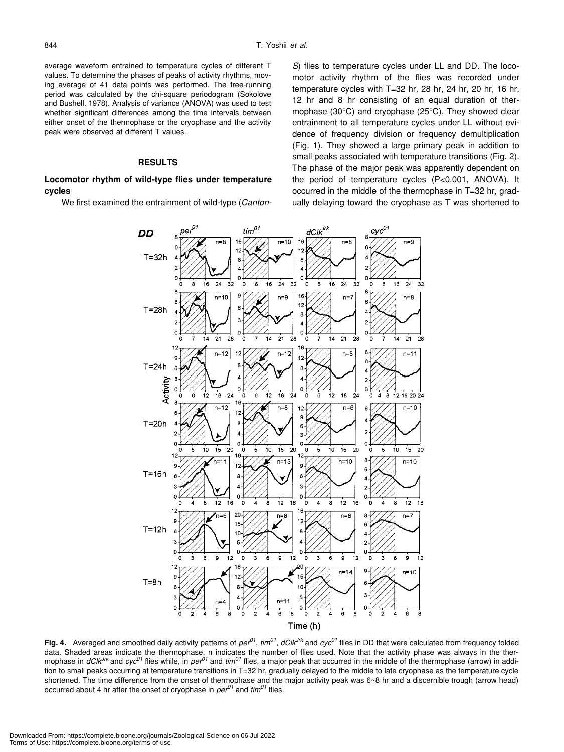average waveform entrained to temperature cycles of different T values. To determine the phases of peaks of activity rhythms, moving average of 41 data points was performed. The free-running period was calculated by the chi-square periodogram (Sokolove and Bushell, 1978). Analysis of variance (ANOVA) was used to test whether significant differences among the time intervals between either onset of the thermophase or the cryophase and the activity peak were observed at different T values.

## RESULTS

### Locomotor rhythm of wild-type flies under temperature cycles

We first examined the entrainment of wild-type (*Canton-S*) flies to temperature cycles under LL and DD. The locomotor activity rhythm of the flies was recorded under temperature cycles with T=32 hr, 28 hr, 24 hr, 20 hr, 16 hr, 12 hr and 8 hr consisting of an equal duration of thermophase (30°C) and cryophase (25°C). They showed clear entrainment to all temperature cycles under LL without evidence of frequency division or frequency demultiplication (Fig. 1). They showed a large primary peak in addition to small peaks associated with temperature transitions (Fig. 2). The phase of the major peak was apparently dependent on the period of temperature cycles ($P<0.001$, ANOVA). It occurred in the middle of the thermophase in T=32 hr, gradually delaying toward the cryophase as T was shortened to

**Fig. 4.** Averaged and smoothed daily activity patterns of $per^{01}$, $tim^{01}$, $dClk^{Jrk}$ and $cyc^{01}$ flies in DD that were calculated from frequency folded data. Shaded areas indicate the thermophase. n indicates the number of flies used. Note that the activity phase was always in the thermophase in $dClk^{Jrk}$ and $cyc^{01}$ flies while, in $per^{01}$ and $tim^{01}$ flies, a major peak that occurred in the middle of the thermophase (arrow) in addition to small peaks occurring at temperature transitions in T=32 hr, gradually delayed to the middle to late cryophase as the temperature cycle shortened. The time difference from the onset of thermophase and the major activity peak was 6~8 hr and a discernible trough (arrow head) occurred about 4 hr after the onset of cryophase in $per^{01}$ and $tim^{01}$ flies.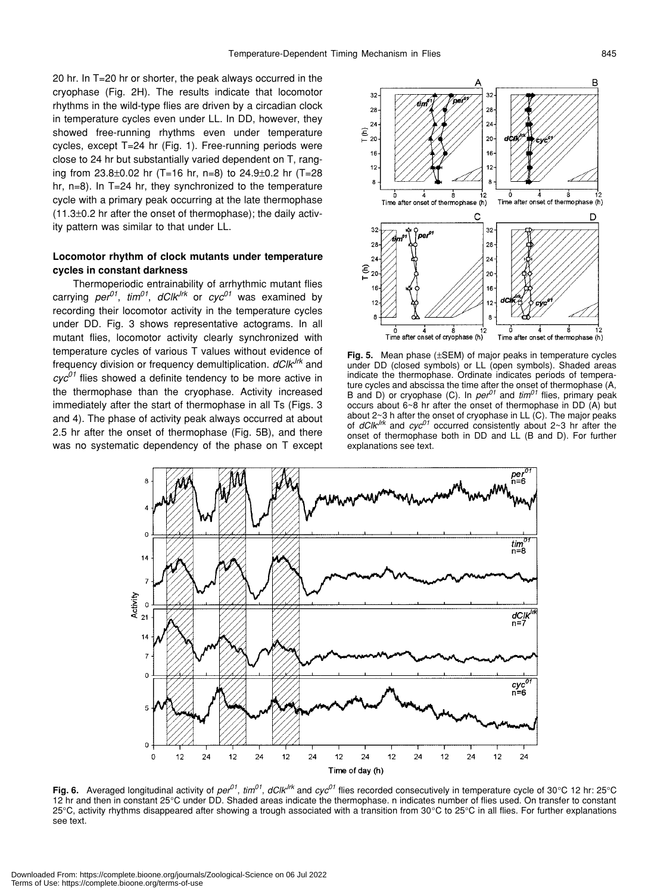20 hr. In T=20 hr or shorter, the peak always occurred in the cryophase (Fig. 2H). The results indicate that locomotor rhythms in the wild-type flies are driven by a circadian clock in temperature cycles even under LL. In DD, however, they showed free-running rhythms even under temperature cycles, except T=24 hr (Fig. 1). Free-running periods were close to 24 hr but substantially varied dependent on T, ranging from 23.8±0.02 hr (T=16 hr, n=8) to 24.9±0.2 hr (T=28 hr, n=8). In T=24 hr, they synchronized to the temperature cycle with a primary peak occurring at the late thermophase (11.3±0.2 hr after the onset of thermophase); the daily activity pattern was similar to that under LL.

### Locomotor rhythm of clock mutants under temperature cycles in constant darkness

Thermoperiodic entrainability of arrhythmic mutant flies carrying $per^{01}$, $tim^{01}$, $dClk^{Jrk}$ or $cyc^{01}$ was examined by recording their locomotor activity in the temperature cycles under DD. Fig. 3 shows representative actograms. In all mutant flies, locomotor activity clearly synchronized with temperature cycles of various T values without evidence of frequency division or frequency demultiplication. $dClk^{Jrk}$ and $cyc^{01}$ flies showed a definite tendency to be more active in the thermophase than the cryophase. Activity increased immediately after the start of thermophase in all Ts (Figs. 3 and 4). The phase of activity peak always occurred at about 2.5 hr after the onset of thermophase (Fig. 5B), and there was no systematic dependency of the phase on T except

**Fig. 5.** Mean phase (±SEM) of major peaks in temperature cycles under DD (closed symbols) or LL (open symbols). Shaded areas indicate the thermophase. Ordinate indicates periods of temperature cycles and abscissa the time after the onset of thermophase (A, B and D) or cryophase (C). In $per^{01}$ and $tim^{01}$ flies, primary peak occurs about 6~8 hr after the onset of thermophase in DD (A) but about 2~3 h after the onset of cryophase in LL (C). The major peaks of $dClk^{Jrk}$ and $cyc^{01}$ occurred consistently about 2~3 hr after the onset of thermophase both in DD and LL (B and D). For further explanations see text.

**Fig. 6.** Averaged longitudinal activity of $per^{01}$, $tim^{01}$, $dClk^{Jrk}$ and $cyc^{01}$ flies recorded consecutively in temperature cycle of 30°C 12 hr: 25°C 12 hr and then in constant 25°C under DD. Shaded areas indicate the thermophase. n indicates number of flies used. On transfer to constant 25°C, activity rhythms disappeared after showing a trough associated with a transition from 30°C to 25°C in all flies. For further explanations see text.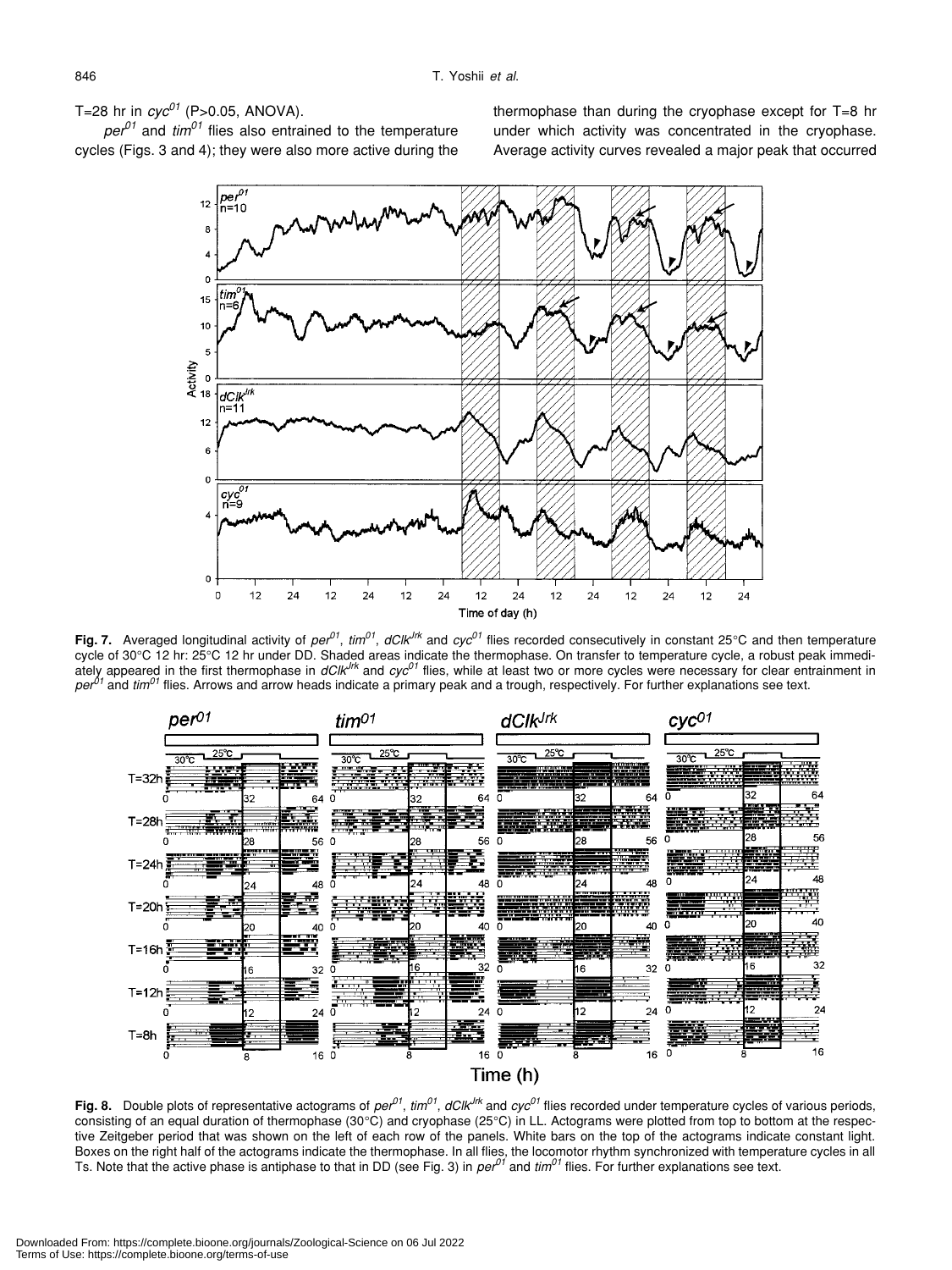T=28 hr in *cyc*[01] (P>0.05, ANOVA).

*per*[01] and *tim*[01] flies also entrained to the temperature cycles (Figs. 3 and 4); they were also more active during the thermophase than during the cryophase except for T=8 hr under which activity was concentrated in the cryophase. Average activity curves revealed a major peak that occurred

**Fig. 7.** Averaged longitudinal activity of *per*[01], *tim*[01], *dClk*[Jrk] and *cyc*[01] flies recorded consecutively in constant 25°C and then temperature cycle of 30°C 12 hr: 25°C 12 hr under DD. Shaded areas indicate the thermophase. On transfer to temperature cycle, a robust peak immediately appeared in the first thermophase in *dClk*[Jrk] and *cyc*[01] flies, while at least two or more cycles were necessary for clear entrainment in *per*[01] and *tim*[01] flies. Arrows and arrow heads indicate a primary peak and a trough, respectively. For further explanations see text.

**Fig. 8.** Double plots of representative actograms of *per*[01], *tim*[01], *dClk*[Jrk] and *cyc*[01] flies recorded under temperature cycles of various periods, consisting of an equal duration of thermophase (30°C) and cryophase (25°C) in LL. Actograms were plotted from top to bottom at the respective Zeitgeber period that was shown on the left of each row of the panels. White bars on the top of the actograms indicate constant light. Boxes on the right half of the actograms indicate the thermophase. In all flies, the locomotor rhythm synchronized with temperature cycles in all Ts. Note that the active phase is antiphase to that in DD (see Fig. 3) in *per*[01] and *tim*[01] flies. For further explanations see text.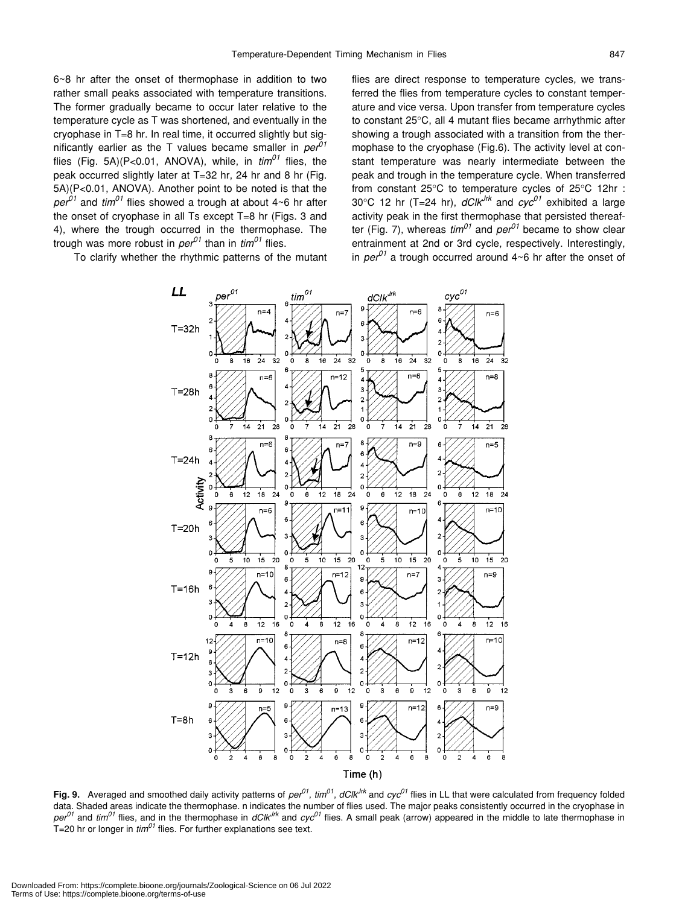6~8 hr after the onset of thermophase in addition to two rather small peaks associated with temperature transitions. The former gradually became to occur later relative to the temperature cycle as T was shortened, and eventually in the cryophase in T=8 hr. In real time, it occurred slightly but significantly earlier as the T values became smaller in $per^{01}$ flies (Fig. 5A)(P<0.01, ANOVA), while, in $tim^{01}$ flies, the peak occurred slightly later at T=32 hr, 24 hr and 8 hr (Fig. 5A)(P<0.01, ANOVA). Another point to be noted is that the $per^{01}$ and $tim^{01}$ flies showed a trough at about 4~6 hr after the onset of cryophase in all Ts except T=8 hr (Figs. 3 and 4), where the trough occurred in the thermophase. The trough was more robust in $per^{01}$ than in $tim^{01}$ flies.

To clarify whether the rhythmic patterns of the mutant flies are direct response to temperature cycles, we transferred the flies from temperature cycles to constant temperature and vice versa. Upon transfer from temperature cycles to constant 25°C, all 4 mutant flies became arrhythmic after showing a trough associated with a transition from the thermophase to the cryophase (Fig.6). The activity level at constant temperature was nearly intermediate between the peak and trough in the temperature cycle. When transferred from constant 25°C to temperature cycles of 25°C 12hr : 30°C 12 hr (T=24 hr), $dClk^{Jrk}$ and $cyc^{01}$ exhibited a large activity peak in the first thermophase that persisted thereafter (Fig. 7), whereas $tim^{01}$ and $per^{01}$ became to show clear entrainment at 2nd or 3rd cycle, respectively. Interestingly, in $per^{01}$ a trough occurred around 4~6 hr after the onset of

**Fig. 9.** Averaged and smoothed daily activity patterns of $per^{01}$, $tim^{01}$, $dClk^{Jrk}$ and $cyc^{01}$ flies in LL that were calculated from frequency folded data. Shaded areas indicate the thermophase. n indicates the number of flies used. The major peaks consistently occurred in the cryophase in $per^{01}$ and $tim^{01}$ flies, and in the thermophase in $dClk^{Jrk}$ and $cyc^{01}$ flies. A small peak (arrow) appeared in the middle to late thermophase in T=20 hr or longer in $tim^{01}$ flies. For further explanations see text.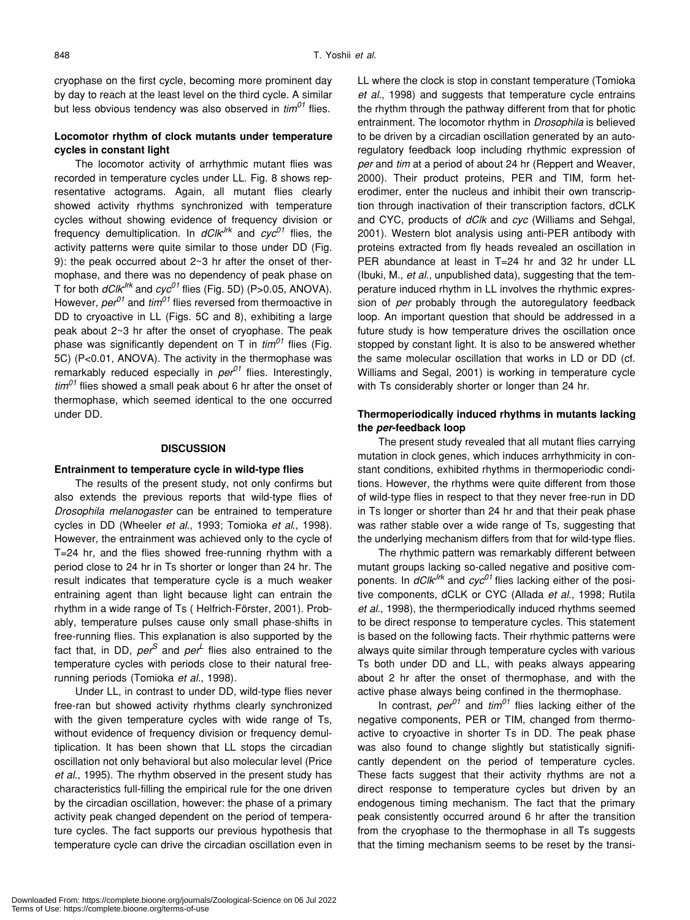cryophase on the first cycle, becoming more prominent day by day to reach at the least level on the third cycle. A similar but less obvious tendency was also observed in *tim*$^{01}$ flies.

### Locomotor rhythm of clock mutants under temperature cycles in constant light

The locomotor activity of arrhythmic mutant flies was recorded in temperature cycles under LL. Fig. 8 shows representative actograms. Again, all mutant flies clearly showed activity rhythms synchronized with temperature cycles without showing evidence of frequency division or frequency demultiplication. In *dClk*$^{Jrk}$ and *cyc*$^{01}$ flies, the activity patterns were quite similar to those under DD (Fig. 9): the peak occurred about 2~3 hr after the onset of thermophase, and there was no dependency of peak phase on T for both *dClk*$^{Jrk}$ and *cyc*$^{01}$ flies (Fig. 5D) ($P>0.05$, ANOVA). However, *per*$^{01}$ and *tim*$^{01}$ flies reversed from thermoactive in DD to cryoactive in LL (Figs. 5C and 8), exhibiting a large peak about 2~3 hr after the onset of cryophase. The peak phase was significantly dependent on T in *tim*$^{01}$ flies (Fig. 5C) ($P<0.01$, ANOVA). The activity in the thermophase was remarkably reduced especially in *per*$^{01}$ flies. Interestingly, *tim*$^{01}$ flies showed a small peak about 6 hr after the onset of thermophase, which seemed identical to the one occurred under DD.

## DISCUSSION

### Entrainment to temperature cycle in wild-type flies

The results of the present study, not only confirms but also extends the previous reports that wild-type flies of *Drosophila melanogaster* can be entrained to temperature cycles in DD (Wheeler *et al.*, 1993; Tomioka *et al.*, 1998). However, the entrainment was achieved only to the cycle of T=24 hr, and the flies showed free-running rhythm with a period close to 24 hr in Ts shorter or longer than 24 hr. The result indicates that temperature cycle is a much weaker entraining agent than light because light can entrain the rhythm in a wide range of Ts ( Helfrich-Förster, 2001). Probably, temperature pulses cause only small phase-shifts in free-running flies. This explanation is also supported by the fact that, in DD, *per*$^{S}$ and *per*$^{L}$ flies also entrained to the temperature cycles with periods close to their natural free-running periods (Tomioka *et al.*, 1998).

Under LL, in contrast to under DD, wild-type flies never free-ran but showed activity rhythms clearly synchronized with the given temperature cycles with wide range of Ts, without evidence of frequency division or frequency demultiplication. It has been shown that LL stops the circadian oscillation not only behavioral but also molecular level (Price *et al.*, 1995). The rhythm observed in the present study has characteristics full-filling the empirical rule for the one driven by the circadian oscillation, however: the phase of a primary activity peak changed dependent on the period of temperature cycles. The fact supports our previous hypothesis that temperature cycle can drive the circadian oscillation even in LL where the clock is stop in constant temperature (Tomioka *et al.*, 1998) and suggests that temperature cycle entrains the rhythm through the pathway different from that for photic entrainment. The locomotor rhythm in *Drosophila* is believed to be driven by a circadian oscillation generated by an autoregulatory feedback loop including rhythmic expression of *per* and *tim* at a period of about 24 hr (Reppert and Weaver, 2000). Their product proteins, PER and TIM, form heterodimer, enter the nucleus and inhibit their own transcription through inactivation of their transcription factors, dCLK and CYC, products of *dClk* and *cyc* (Williams and Sehgal, 2001). Western blot analysis using anti-PER antibody with proteins extracted from fly heads revealed an oscillation in PER abundance at least in T=24 hr and 32 hr under LL (Ibuki, M., *et al.*, unpublished data), suggesting that the temperature induced rhythm in LL involves the rhythmic expression of *per* probably through the autoregulatory feedback loop. An important question that should be addressed in a future study is how temperature drives the oscillation once stopped by constant light. It is also to be answered whether the same molecular oscillation that works in LD or DD (cf. Williams and Segal, 2001) is working in temperature cycle with Ts considerably shorter or longer than 24 hr.

### Thermoperiodically induced rhythms in mutants lacking the *per*-feedback loop

The present study revealed that all mutant flies carrying mutation in clock genes, which induces arrhythmicity in constant conditions, exhibited rhythms in thermoperiodic conditions. However, the rhythms were quite different from those of wild-type flies in respect to that they never free-run in DD in Ts longer or shorter than 24 hr and that their peak phase was rather stable over a wide range of Ts, suggesting that the underlying mechanism differs from that for wild-type flies.

The rhythmic pattern was remarkably different between mutant groups lacking so-called negative and positive components. In *dClk*$^{Jrk}$ and *cyc*$^{01}$ flies lacking either of the positive components, dCLK or CYC (Allada *et al.*, 1998; Rutila *et al.*, 1998), the thermperiodically induced rhythms seemed to be direct response to temperature cycles. This statement is based on the following facts. Their rhythmic patterns were always quite similar through temperature cycles with various Ts both under DD and LL, with peaks always appearing about 2 hr after the onset of thermophase, and with the active phase always being confined in the thermophase.

In contrast, *per*$^{01}$ and *tim*$^{01}$ flies lacking either of the negative components, PER or TIM, changed from thermoactive to cryoactive in shorter Ts in DD. The peak phase was also found to change slightly but statistically significantly dependent on the period of temperature cycles. These facts suggest that their activity rhythms are not a direct response to temperature cycles but driven by an endogenous timing mechanism. The fact that the primary peak consistently occurred around 6 hr after the transition from the cryophase to the thermophase in all Ts suggests that the timing mechanism seems to be reset by the transi-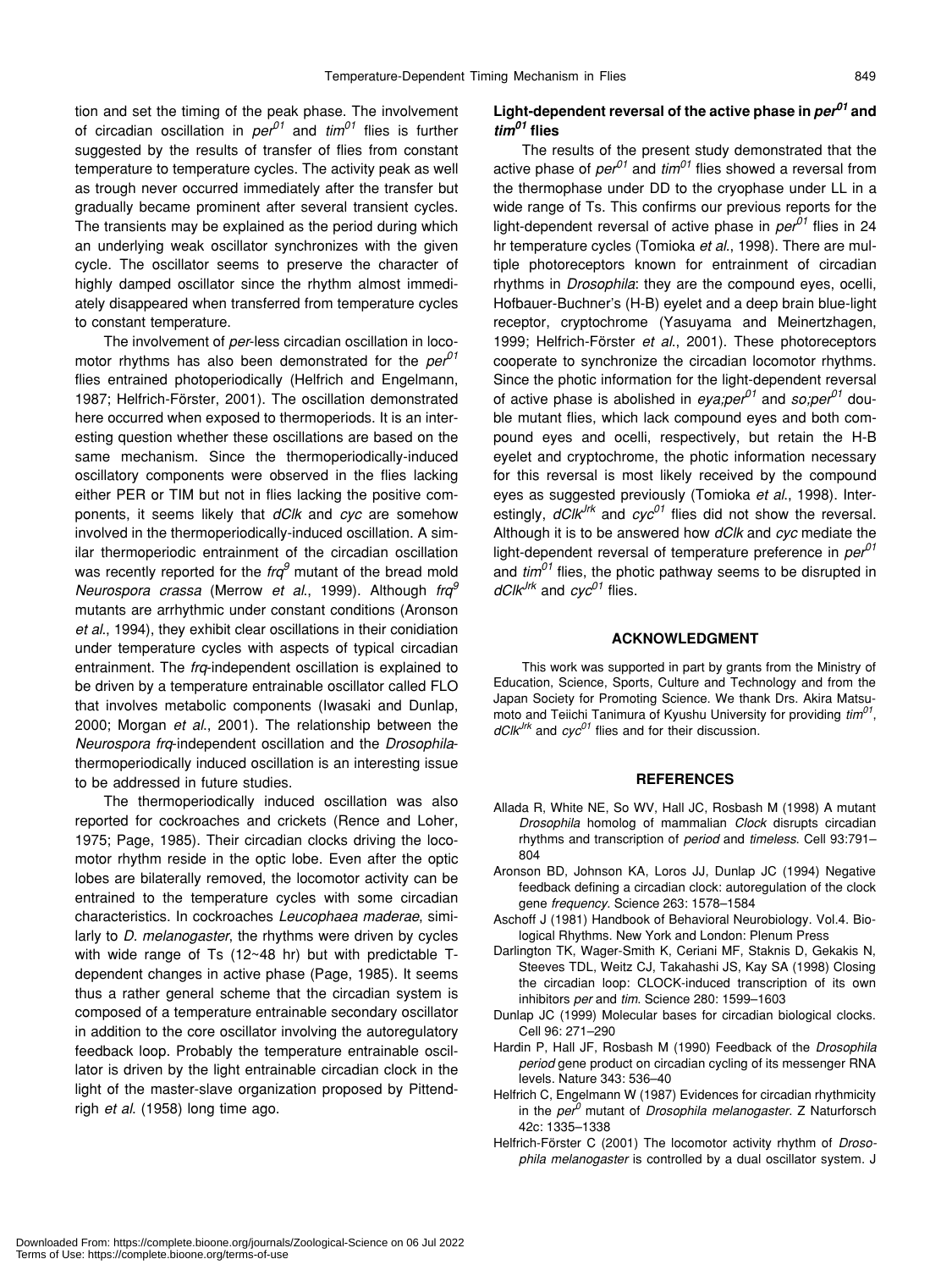tion and set the timing of the peak phase. The involvement of circadian oscillation in *per*$^{01}$ and *tim*$^{01}$ flies is further suggested by the results of transfer of flies from constant temperature to temperature cycles. The activity peak as well as trough never occurred immediately after the transfer but gradually became prominent after several transient cycles. The transients may be explained as the period during which an underlying weak oscillator synchronizes with the given cycle. The oscillator seems to preserve the character of highly damped oscillator since the rhythm almost immediately disappeared when transferred from temperature cycles to constant temperature.

The involvement of *per*-less circadian oscillation in locomotor rhythms has also been demonstrated for the *per*$^{01}$ flies entrained photoperiodically (Helfrich and Engelmann, 1987; Helfrich-Förster, 2001). The oscillation demonstrated here occurred when exposed to thermoperiods. It is an interesting question whether these oscillations are based on the same mechanism. Since the thermoperiodically-induced oscillatory components were observed in the flies lacking either PER or TIM but not in flies lacking the positive components, it seems likely that *dClk* and *cyc* are somehow involved in the thermoperiodically-induced oscillation. A similar thermoperiodic entrainment of the circadian oscillation was recently reported for the *frq*$^{9}$ mutant of the bread mold *Neurospora crassa* (Merrow *et al*., 1999). Although *frq*$^{9}$ mutants are arrhythmic under constant conditions (Aronson *et al*., 1994), they exhibit clear oscillations in their conidiation under temperature cycles with aspects of typical circadian entrainment. The *frq*-independent oscillation is explained to be driven by a temperature entrainable oscillator called FLO that involves metabolic components (Iwasaki and Dunlap, 2000; Morgan *et al*., 2001). The relationship between the *Neurospora frq*-independent oscillation and the *Drosophila*-thermoperiodically induced oscillation is an interesting issue to be addressed in future studies.

The thermoperiodically induced oscillation was also reported for cockroaches and crickets (Rence and Loher, 1975; Page, 1985). Their circadian clocks driving the locomotor rhythm reside in the optic lobe. Even after the optic lobes are bilaterally removed, the locomotor activity can be entrained to the temperature cycles with some circadian characteristics. In cockroaches *Leucophaea maderae*, similarly to *D. melanogaster*, the rhythms were driven by cycles with wide range of Ts (12~48 hr) but with predictable T-dependent changes in active phase (Page, 1985). It seems thus a rather general scheme that the circadian system is composed of a temperature entrainable secondary oscillator in addition to the core oscillator involving the autoregulatory feedback loop. Probably the temperature entrainable oscillator is driven by the light entrainable circadian clock in the light of the master-slave organization proposed by Pittendrigh *et al*. (1958) long time ago.

### Light-dependent reversal of the active phase in *per*$^{01}$ and *tim*$^{01}$ flies

The results of the present study demonstrated that the active phase of *per*$^{01}$ and *tim*$^{01}$ flies showed a reversal from the thermophase under DD to the cryophase under LL in a wide range of Ts. This confirms our previous reports for the light-dependent reversal of active phase in *per*$^{01}$ flies in 24 hr temperature cycles (Tomioka *et al*., 1998). There are multiple photoreceptors known for entrainment of circadian rhythms in *Drosophila*: they are the compound eyes, ocelli, Hofbauer-Buchner's (H-B) eyelet and a deep brain blue-light receptor, cryptochrome (Yasuyama and Meinertzhagen, 1999; Helfrich-Förster *et al*., 2001). These photoreceptors cooperate to synchronize the circadian locomotor rhythms. Since the photic information for the light-dependent reversal of active phase is abolished in *eya;per*$^{01}$ and *so;per*$^{01}$ double mutant flies, which lack compound eyes and both compound eyes and ocelli, respectively, but retain the H-B eyelet and cryptochrome, the photic information necessary for this reversal is most likely received by the compound eyes as suggested previously (Tomioka *et al*., 1998). Interestingly, *dClk*$^{Jrk}$ and *cyc*$^{01}$ flies did not show the reversal. Although it is to be answered how *dClk* and *cyc* mediate the light-dependent reversal of temperature preference in *per*$^{01}$ and *tim*$^{01}$ flies, the photic pathway seems to be disrupted in *dClk*$^{Jrk}$ and *cyc*$^{01}$ flies.

## ACKNOWLEDGMENT

This work was supported in part by grants from the Ministry of Education, Science, Sports, Culture and Technology and from the Japan Society for Promoting Science. We thank Drs. Akira Matsumoto and Teiichi Tanimura of Kyushu University for providing *tim*$^{01}$, *dClk*$^{Jrk}$ and *cyc*$^{01}$ flies and for their discussion.

## REFERENCES

- Allada R, White NE, So WV, Hall JC, Rosbash M (1998) A mutant *Drosophila* homolog of mammalian *Clock* disrupts circadian rhythms and transcription of *period* and *timeless*. Cell 93:791–804
- Aronson BD, Johnson KA, Loros JJ, Dunlap JC (1994) Negative feedback defining a circadian clock: autoregulation of the clock gene *frequency*. Science 263: 1578–1584
- Aschoff J (1981) Handbook of Behavioral Neurobiology. Vol.4. Biological Rhythms. New York and London: Plenum Press
- Darlington TK, Wager-Smith K, Ceriani MF, Staknis D, Gekakis N, Steeves TDL, Weitz CJ, Takahashi JS, Kay SA (1998) Closing the circadian loop: CLOCK-induced transcription of its own inhibitors *per* and *tim*. Science 280: 1599–1603
- Dunlap JC (1999) Molecular bases for circadian biological clocks. Cell 96: 271–290
- Hardin P, Hall JF, Rosbash M (1990) Feedback of the *Drosophila period* gene product on circadian cycling of its messenger RNA levels. Nature 343: 536–40
- Helfrich C, Engelmann W (1987) Evidences for circadian rhythmicity in the *per*$^{0}$ mutant of *Drosophila melanogaster*. Z Naturforsch 42c: 1335–1338
- Helfrich-Förster C (2001) The locomotor activity rhythm of *Drosophila melanogaster* is controlled by a dual oscillator system. J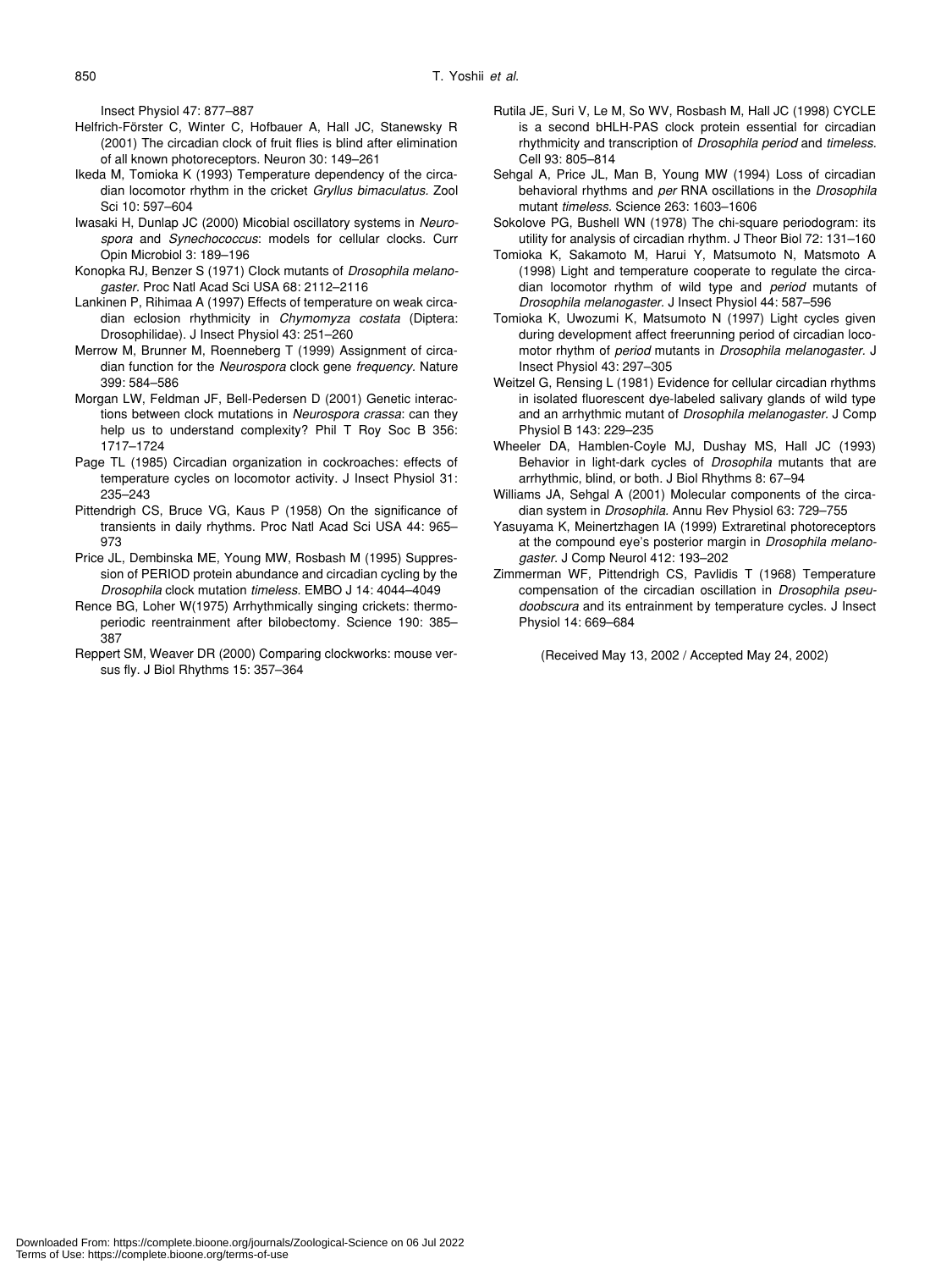Insect Physiol 47: 877–887

Helfrich-Förster C, Winter C, Hofbauer A, Hall JC, Stanewsky R (2001) The circadian clock of fruit flies is blind after elimination of all known photoreceptors. Neuron 30: 149–261

Ikeda M, Tomioka K (1993) Temperature dependency of the circadian locomotor rhythm in the cricket *Gryllus bimaculatus*. Zool Sci 10: 597–604

Iwasaki H, Dunlap JC (2000) Micobial oscillatory systems in *Neurospora* and *Synechococcus*: models for cellular clocks. Curr Opin Microbiol 3: 189–196

Konopka RJ, Benzer S (1971) Clock mutants of *Drosophila melanogaster*. Proc Natl Acad Sci USA 68: 2112–2116

Lankinen P, Rihimaa A (1997) Effects of temperature on weak circadian eclosion rhythmicity in *Chymomyza costata* (Diptera: Drosophilidae). J Insect Physiol 43: 251–260

Merrow M, Brunner M, Roenneberg T (1999) Assignment of circadian function for the *Neurospora* clock gene *frequency*. Nature 399: 584–586

Morgan LW, Feldman JF, Bell-Pedersen D (2001) Genetic interactions between clock mutations in *Neurospora crassa*: can they help us to understand complexity? Phil T Roy Soc B 356: 1717–1724

Page TL (1985) Circadian organization in cockroaches: effects of temperature cycles on locomotor activity. J Insect Physiol 31: 235–243

Pittendrigh CS, Bruce VG, Kaus P (1958) On the significance of transients in daily rhythms. Proc Natl Acad Sci USA 44: 965–973

Price JL, Dembinska ME, Young MW, Rosbash M (1995) Suppression of PERIOD protein abundance and circadian cycling by the *Drosophila* clock mutation *timeless*. EMBO J 14: 4044–4049

Rence BG, Loher W(1975) Arrhythmically singing crickets: thermoperiodic reentrainment after bilobectomy. Science 190: 385–387

Reppert SM, Weaver DR (2000) Comparing clockworks: mouse versus fly. J Biol Rhythms 15: 357–364

Rutila JE, Suri V, Le M, So WV, Rosbash M, Hall JC (1998) CYCLE is a second bHLH-PAS clock protein essential for circadian rhythmicity and transcription of *Drosophila period* and *timeless*. Cell 93: 805–814

Sehgal A, Price JL, Man B, Young MW (1994) Loss of circadian behavioral rhythms and *per* RNA oscillations in the *Drosophila* mutant *timeless*. Science 263: 1603–1606

Sokolove PG, Bushell WN (1978) The chi-square periodogram: its utility for analysis of circadian rhythm. J Theor Biol 72: 131–160

Tomioka K, Sakamoto M, Harui Y, Matsumoto N, Matsmoto A (1998) Light and temperature cooperate to regulate the circadian locomotor rhythm of wild type and *period* mutants of *Drosophila melanogaster*. J Insect Physiol 44: 587–596

Tomioka K, Uwozumi K, Matsumoto N (1997) Light cycles given during development affect freerunning period of circadian locomotor rhythm of *period* mutants in *Drosophila melanogaster*. J Insect Physiol 43: 297–305

Weitzel G, Rensing L (1981) Evidence for cellular circadian rhythms in isolated fluorescent dye-labeled salivary glands of wild type and an arrhythmic mutant of *Drosophila melanogaster*. J Comp Physiol B 143: 229–235

Wheeler DA, Hamblen-Coyle MJ, Dushay MS, Hall JC (1993) Behavior in light-dark cycles of *Drosophila* mutants that are arrhythmic, blind, or both. J Biol Rhythms 8: 67–94

Williams JA, Sehgal A (2001) Molecular components of the circadian system in *Drosophila*. Annu Rev Physiol 63: 729–755

Yasuyama K, Meinertzhagen IA (1999) Extraretinal photoreceptors at the compound eye's posterior margin in *Drosophila melanogaster*. J Comp Neurol 412: 193–202

Zimmerman WF, Pittendrigh CS, Pavlidis T (1968) Temperature compensation of the circadian oscillation in *Drosophila pseudoobscura* and its entrainment by temperature cycles. J Insect Physiol 14: 669–684

(Received May 13, 2002 / Accepted May 24, 2002)